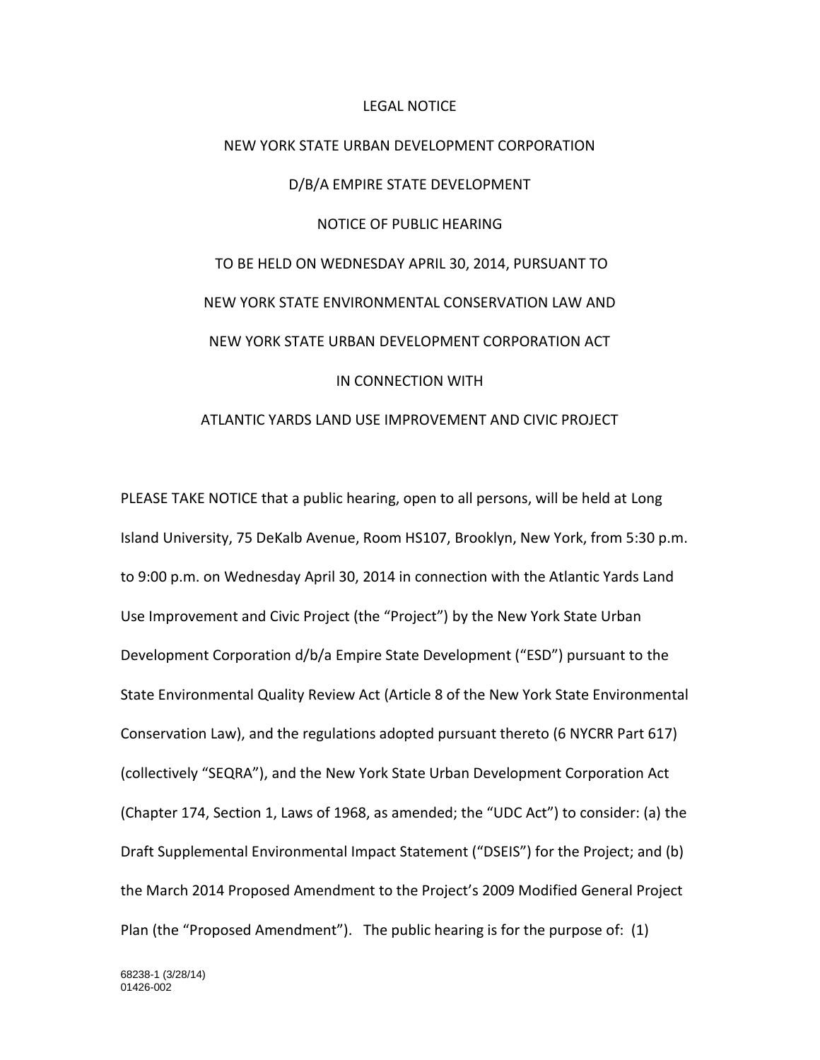# LEGAL NOTICE

## NEW YORK STATE URBAN DEVELOPMENT CORPORATION

## D/B/A EMPIRE STATE DEVELOPMENT

## NOTICE OF PUBLIC HEARING

## TO BE HELD ON WEDNESDAY APRIL 30, 2014, PURSUANT TO NEW YORK STATE ENVIRONMENTAL CONSERVATION LAW AND NEW YORK STATE URBAN DEVELOPMENT CORPORATION ACT IN CONNECTION WITH ATLANTIC YARDS LAND USE IMPROVEMENT AND CIVIC PROJECT

PLEASE TAKE NOTICE that a public hearing, open to all persons, will be held at Long Island University, 75 DeKalb Avenue, Room HS107, Brooklyn, New York, from 5:30 p.m. to 9:00 p.m. on Wednesday April 30, 2014 in connection with the Atlantic Yards Land Use Improvement and Civic Project (the "Project") by the New York State Urban Development Corporation d/b/a Empire State Development ("ESD") pursuant to the State Environmental Quality Review Act (Article 8 of the New York State Environmental Conservation Law), and the regulations adopted pursuant thereto (6 NYCRR Part 617) (collectively "SEQRA"), and the New York State Urban Development Corporation Act (Chapter 174, Section 1, Laws of 1968, as amended; the "UDC Act") to consider: (a) the Draft Supplemental Environmental Impact Statement ("DSEIS") for the Project; and (b) the March 2014 Proposed Amendment to the Project's 2009 Modified General Project Plan (the "Proposed Amendment"). The public hearing is for the purpose of: (1)

68238-1 (3/28/14)
01426-002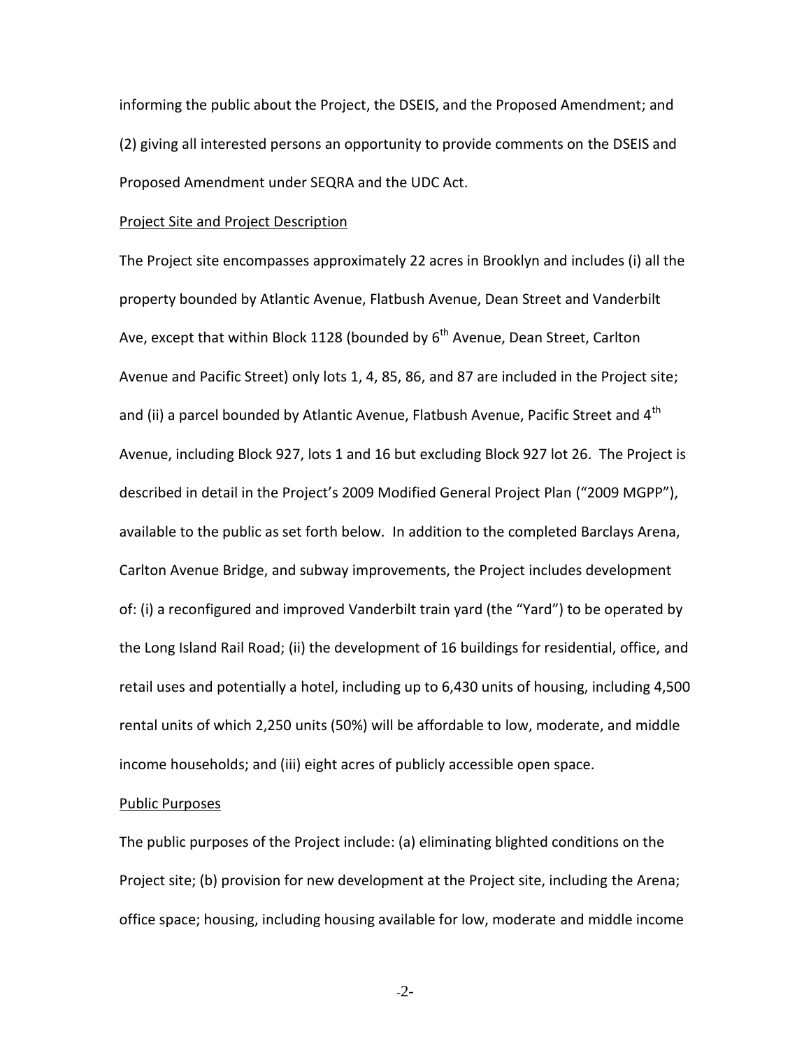informing the public about the Project, the DSEIS, and the Proposed Amendment; and (2) giving all interested persons an opportunity to provide comments on the DSEIS and Proposed Amendment under SEQRA and the UDC Act.

<u>Project Site and Project Description</u>

The Project site encompasses approximately 22 acres in Brooklyn and includes (i) all the property bounded by Atlantic Avenue, Flatbush Avenue, Dean Street and Vanderbilt Ave, except that within Block 1128 (bounded by 6th Avenue, Dean Street, Carlton Avenue and Pacific Street) only lots 1, 4, 85, 86, and 87 are included in the Project site; and (ii) a parcel bounded by Atlantic Avenue, Flatbush Avenue, Pacific Street and 4th Avenue, including Block 927, lots 1 and 16 but excluding Block 927 lot 26. The Project is described in detail in the Project's 2009 Modified General Project Plan ("2009 MGPP"), available to the public as set forth below. In addition to the completed Barclays Arena, Carlton Avenue Bridge, and subway improvements, the Project includes development of: (i) a reconfigured and improved Vanderbilt train yard (the "Yard") to be operated by the Long Island Rail Road; (ii) the development of 16 buildings for residential, office, and retail uses and potentially a hotel, including up to 6,430 units of housing, including 4,500 rental units of which 2,250 units (50%) will be affordable to low, moderate, and middle income households; and (iii) eight acres of publicly accessible open space.

<u>Public Purposes</u>

The public purposes of the Project include: (a) eliminating blighted conditions on the Project site; (b) provision for new development at the Project site, including the Arena; office space; housing, including housing available for low, moderate and middle income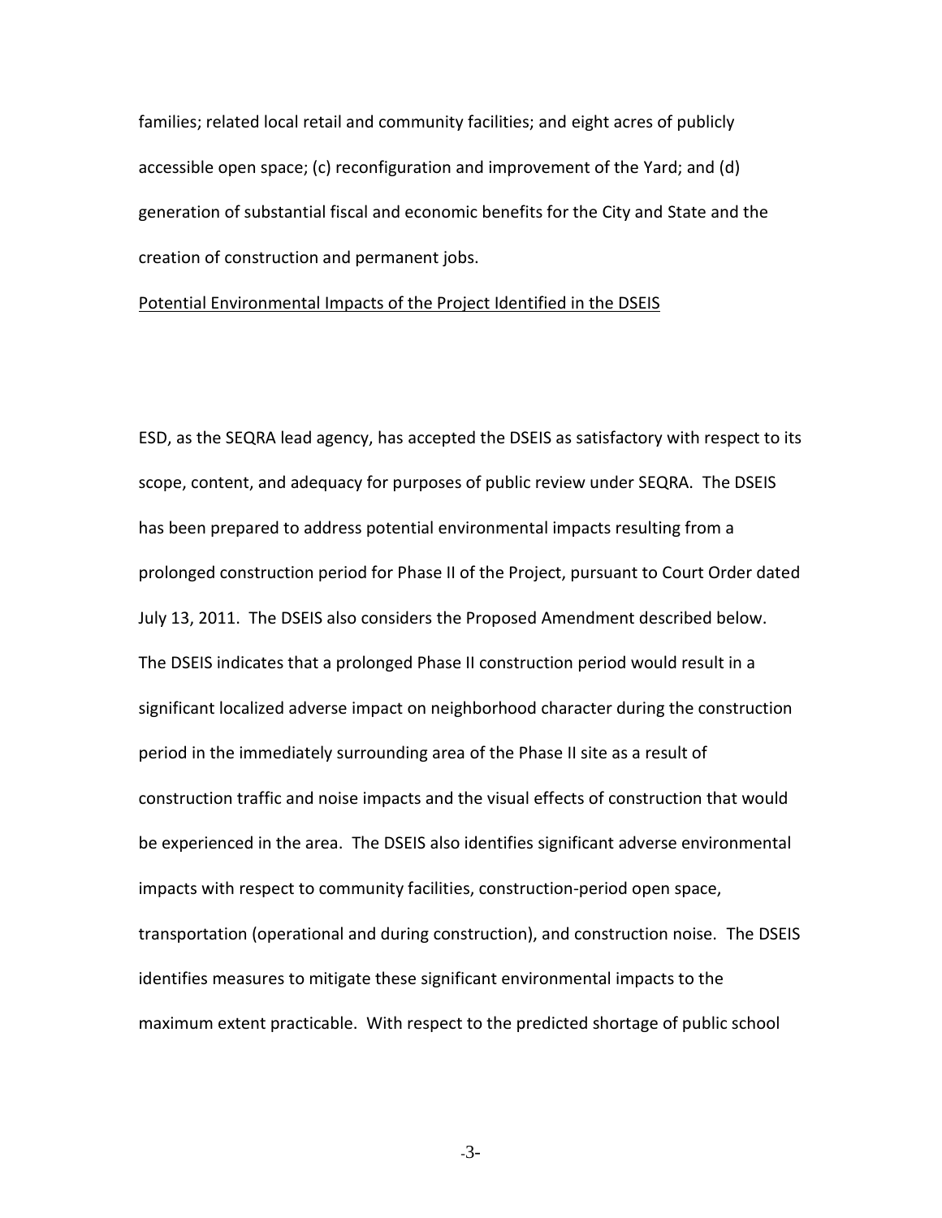families; related local retail and community facilities; and eight acres of publicly accessible open space; (c) reconfiguration and improvement of the Yard; and (d) generation of substantial fiscal and economic benefits for the City and State and the creation of construction and permanent jobs.

<u>Potential Environmental Impacts of the Project Identified in the DSEIS</u>

ESD, as the SEQRA lead agency, has accepted the DSEIS as satisfactory with respect to its scope, content, and adequacy for purposes of public review under SEQRA. The DSEIS has been prepared to address potential environmental impacts resulting from a prolonged construction period for Phase II of the Project, pursuant to Court Order dated July 13, 2011. The DSEIS also considers the Proposed Amendment described below. The DSEIS indicates that a prolonged Phase II construction period would result in a significant localized adverse impact on neighborhood character during the construction period in the immediately surrounding area of the Phase II site as a result of construction traffic and noise impacts and the visual effects of construction that would be experienced in the area. The DSEIS also identifies significant adverse environmental impacts with respect to community facilities, construction-period open space, transportation (operational and during construction), and construction noise. The DSEIS identifies measures to mitigate these significant environmental impacts to the maximum extent practicable. With respect to the predicted shortage of public school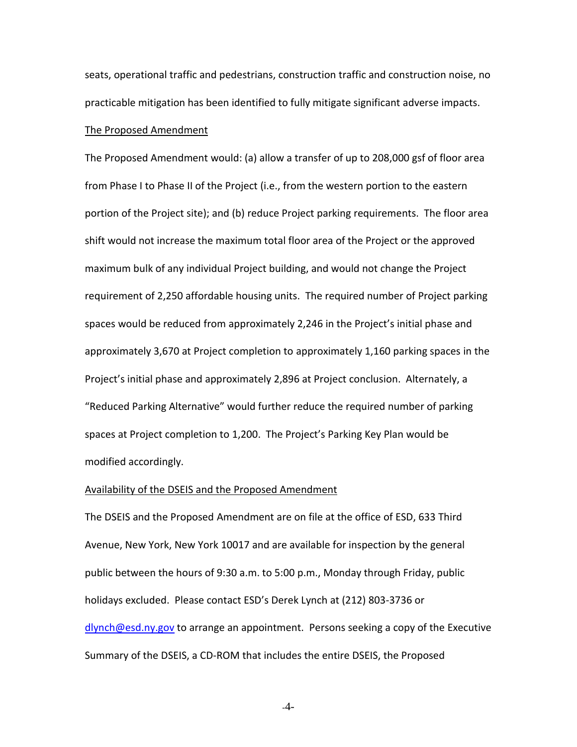seats, operational traffic and pedestrians, construction traffic and construction noise, no practicable mitigation has been identified to fully mitigate significant adverse impacts.

<u>The Proposed Amendment</u>

The Proposed Amendment would: (a) allow a transfer of up to 208,000 gsf of floor area from Phase I to Phase II of the Project (i.e., from the western portion to the eastern portion of the Project site); and (b) reduce Project parking requirements. The floor area shift would not increase the maximum total floor area of the Project or the approved maximum bulk of any individual Project building, and would not change the Project requirement of 2,250 affordable housing units. The required number of Project parking spaces would be reduced from approximately 2,246 in the Project's initial phase and approximately 3,670 at Project completion to approximately 1,160 parking spaces in the Project's initial phase and approximately 2,896 at Project conclusion. Alternately, a "Reduced Parking Alternative" would further reduce the required number of parking spaces at Project completion to 1,200. The Project's Parking Key Plan would be modified accordingly.

<u>Availability of the DSEIS and the Proposed Amendment</u>

The DSEIS and the Proposed Amendment are on file at the office of ESD, 633 Third Avenue, New York, New York 10017 and are available for inspection by the general public between the hours of 9:30 a.m. to 5:00 p.m., Monday through Friday, public holidays excluded. Please contact ESD's Derek Lynch at (212) 803-3736 or dlynch@esd.ny.gov to arrange an appointment. Persons seeking a copy of the Executive Summary of the DSEIS, a CD-ROM that includes the entire DSEIS, the Proposed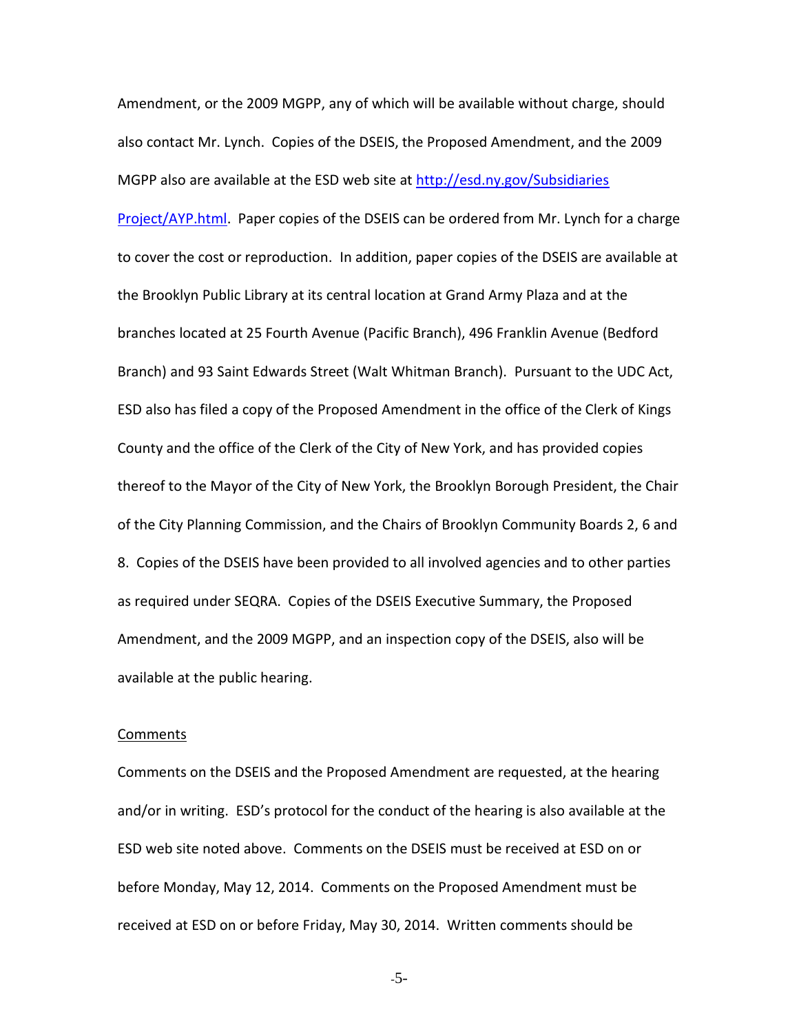Amendment, or the 2009 MGPP, any of which will be available without charge, should also contact Mr. Lynch. Copies of the DSEIS, the Proposed Amendment, and the 2009 MGPP also are available at the ESD web site at [http://esd.ny.gov/Subsidiaries Project/AYP.html](http://esd.ny.gov/SubsidiariesProject/AYP.html). Paper copies of the DSEIS can be ordered from Mr. Lynch for a charge to cover the cost or reproduction. In addition, paper copies of the DSEIS are available at the Brooklyn Public Library at its central location at Grand Army Plaza and at the branches located at 25 Fourth Avenue (Pacific Branch), 496 Franklin Avenue (Bedford Branch) and 93 Saint Edwards Street (Walt Whitman Branch). Pursuant to the UDC Act, ESD also has filed a copy of the Proposed Amendment in the office of the Clerk of Kings County and the office of the Clerk of the City of New York, and has provided copies thereof to the Mayor of the City of New York, the Brooklyn Borough President, the Chair of the City Planning Commission, and the Chairs of Brooklyn Community Boards 2, 6 and 8. Copies of the DSEIS have been provided to all involved agencies and to other parties as required under SEQRA. Copies of the DSEIS Executive Summary, the Proposed Amendment, and the 2009 MGPP, and an inspection copy of the DSEIS, also will be available at the public hearing.

<u>Comments</u>

Comments on the DSEIS and the Proposed Amendment are requested, at the hearing and/or in writing. ESD's protocol for the conduct of the hearing is also available at the ESD web site noted above. Comments on the DSEIS must be received at ESD on or before Monday, May 12, 2014. Comments on the Proposed Amendment must be received at ESD on or before Friday, May 30, 2014. Written comments should be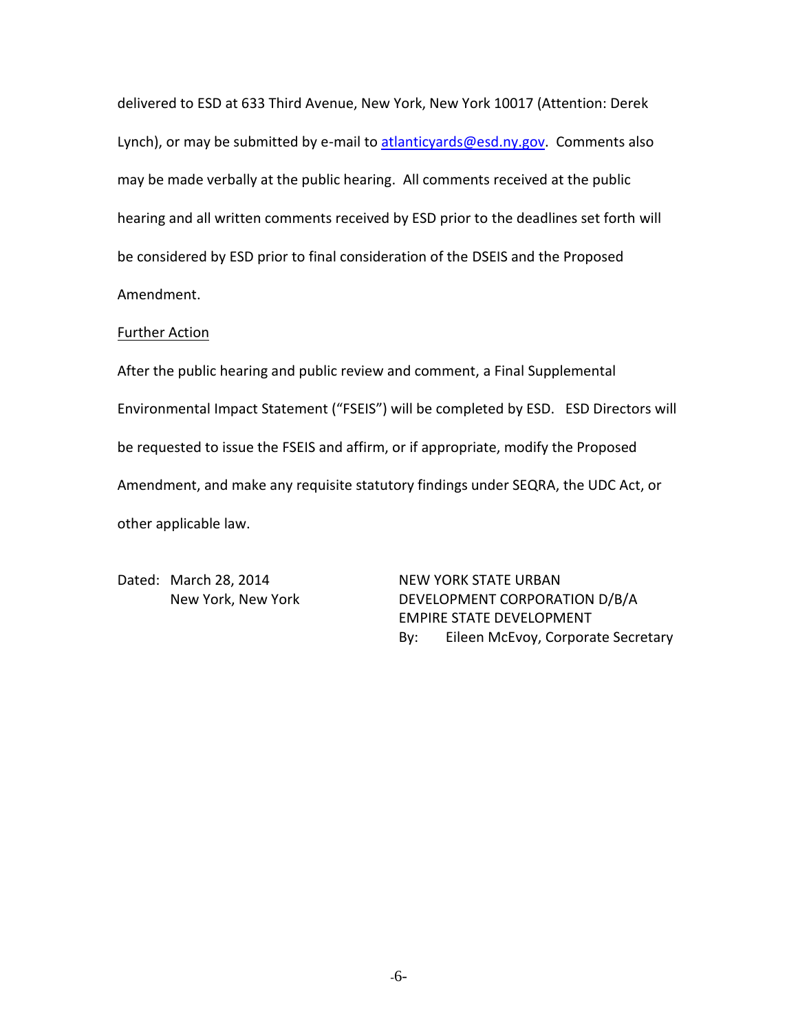delivered to ESD at 633 Third Avenue, New York, New York 10017 (Attention: Derek Lynch), or may be submitted by e-mail to atlanticyards@esd.ny.gov. Comments also may be made verbally at the public hearing. All comments received at the public hearing and all written comments received by ESD prior to the deadlines set forth will be considered by ESD prior to final consideration of the DSEIS and the Proposed Amendment.

Further Action

After the public hearing and public review and comment, a Final Supplemental Environmental Impact Statement ("FSEIS") will be completed by ESD. ESD Directors will be requested to issue the FSEIS and affirm, or if appropriate, modify the Proposed Amendment, and make any requisite statutory findings under SEQRA, the UDC Act, or other applicable law.

Dated: March 28, 2014
New York, New York

NEW YORK STATE URBAN DEVELOPMENT CORPORATION D/B/A EMPIRE STATE DEVELOPMENT
By: Eileen McEvoy, Corporate Secretary